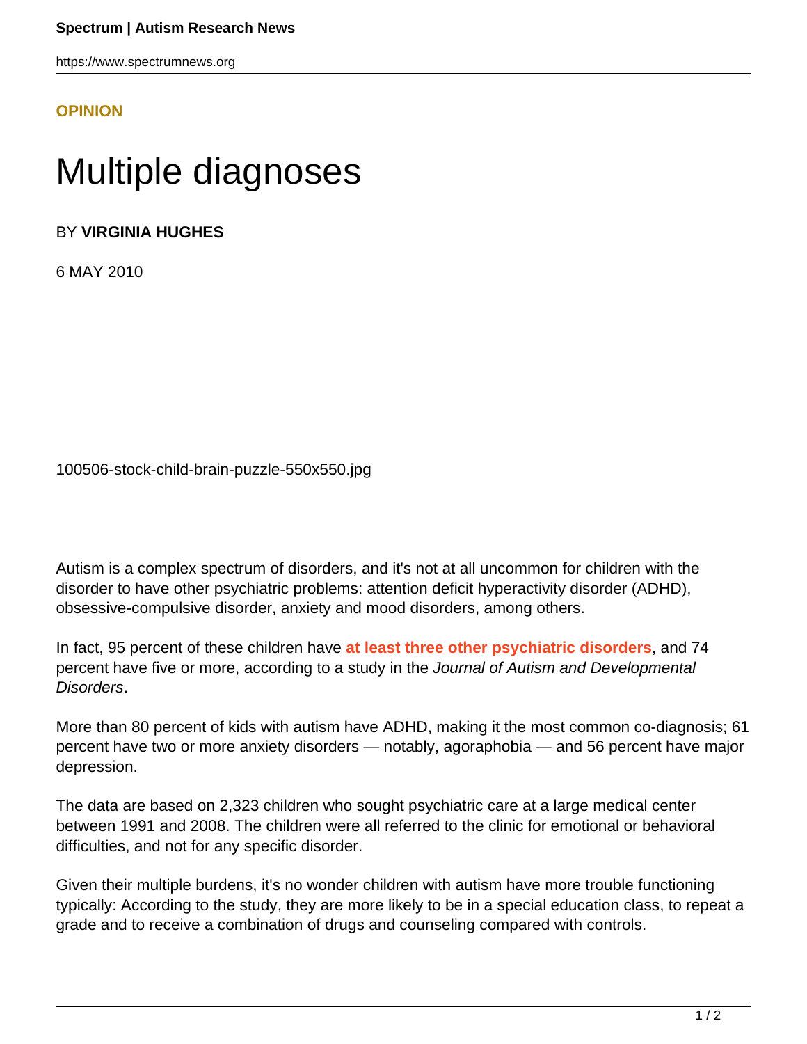OPINION

# Multiple diagnoses

BY **VIRGINIA HUGHES**

6 MAY 2010

100506-stock-child-brain-puzzle-550x550.jpg

Autism is a complex spectrum of disorders, and it's not at all uncommon for children with the disorder to have other psychiatric problems: attention deficit hyperactivity disorder (ADHD), obsessive-compulsive disorder, anxiety and mood disorders, among others.

In fact, 95 percent of these children have **at least three other psychiatric disorders**, and 74 percent have five or more, according to a study in the *Journal of Autism and Developmental Disorders*.

More than 80 percent of kids with autism have ADHD, making it the most common co-diagnosis; 61 percent have two or more anxiety disorders — notably, agoraphobia — and 56 percent have major depression.

The data are based on 2,323 children who sought psychiatric care at a large medical center between 1991 and 2008. The children were all referred to the clinic for emotional or behavioral difficulties, and not for any specific disorder.

Given their multiple burdens, it's no wonder children with autism have more trouble functioning typically: According to the study, they are more likely to be in a special education class, to repeat a grade and to receive a combination of drugs and counseling compared with controls.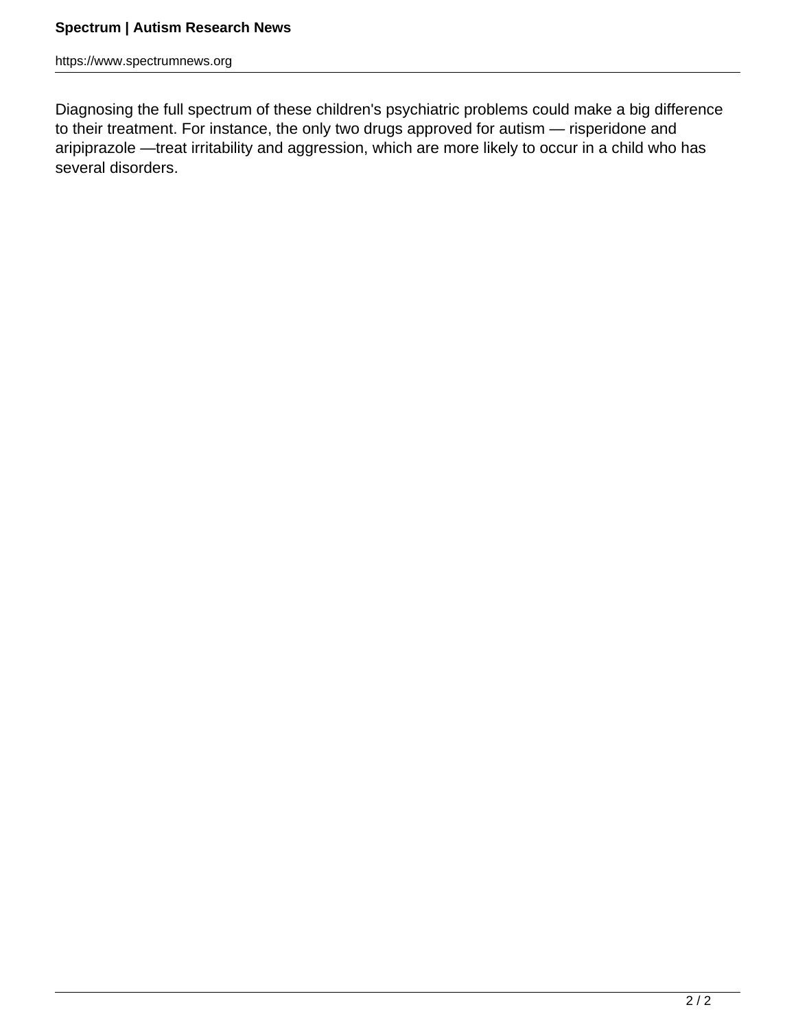Diagnosing the full spectrum of these children's psychiatric problems could make a big difference to their treatment. For instance, the only two drugs approved for autism — risperidone and aripiprazole —treat irritability and aggression, which are more likely to occur in a child who has several disorders.